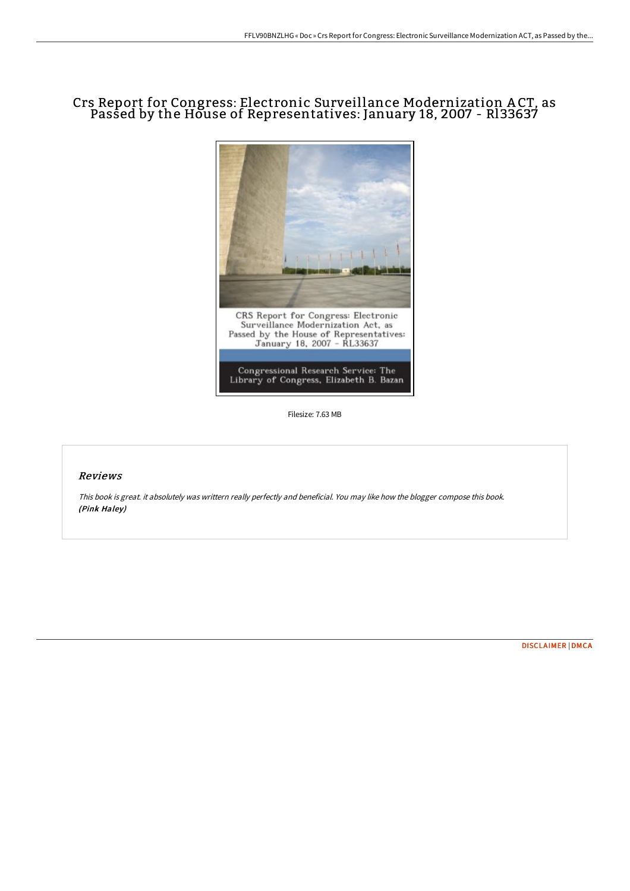# Crs Report for Congress: Electronic Surveillance Modernization ACT, as Passed by the House of Representatives: January 18, 2007 - Rl33637

Filesize: 7.63 MB

## *Reviews*

*This book is great. it absolutely was writtern really perfectly and beneficial. You may like how the blogger compose this book.* ***(Pink Haley)***

DISCLAIMER | DMCA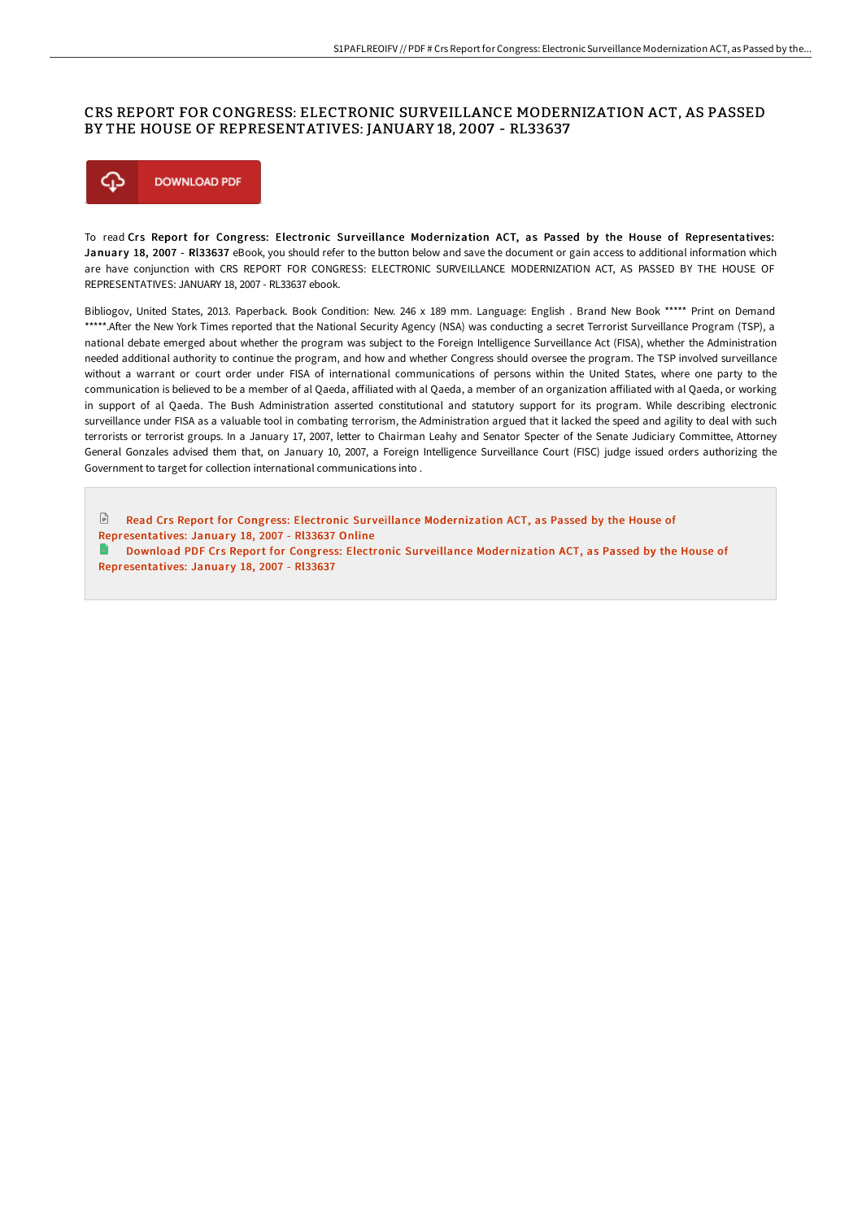# CRS REPORT FOR CONGRESS: ELECTRONIC SURVEILLANCE MODERNIZATION ACT, AS PASSED BY THE HOUSE OF REPRESENTATIVES: JANUARY 18, 2007 - RL33637

DOWNLOAD PDF

To read **Crs Report for Congress: Electronic Surveillance Modernization ACT, as Passed by the House of Representatives: January 18, 2007 - Rl33637** eBook, you should refer to the button below and save the document or gain access to additional information which are have conjunction with CRS REPORT FOR CONGRESS: ELECTRONIC SURVEILLANCE MODERNIZATION ACT, AS PASSED BY THE HOUSE OF REPRESENTATIVES: JANUARY 18, 2007 - RL33637 ebook.

Bibliogov, United States, 2013. Paperback. Book Condition: New. 246 x 189 mm. Language: English . Brand New Book ***** Print on Demand *****.After the New York Times reported that the National Security Agency (NSA) was conducting a secret Terrorist Surveillance Program (TSP), a national debate emerged about whether the program was subject to the Foreign Intelligence Surveillance Act (FISA), whether the Administration needed additional authority to continue the program, and how and whether Congress should oversee the program. The TSP involved surveillance without a warrant or court order under FISA of international communications of persons within the United States, where one party to the communication is believed to be a member of al Qaeda, affiliated with al Qaeda, a member of an organization affiliated with al Qaeda, or working in support of al Qaeda. The Bush Administration asserted constitutional and statutory support for its program. While describing electronic surveillance under FISA as a valuable tool in combating terrorism, the Administration argued that it lacked the speed and agility to deal with such terrorists or terrorist groups. In a January 17, 2007, letter to Chairman Leahy and Senator Specter of the Senate Judiciary Committee, Attorney General Gonzales advised them that, on January 10, 2007, a Foreign Intelligence Surveillance Court (FISC) judge issued orders authorizing the Government to target for collection international communications into .

Read Crs Report for Congress: Electronic Surveillance Modernization ACT, as Passed by the House of Representatives: January 18, 2007 - Rl33637 Online

Download PDF Crs Report for Congress: Electronic Surveillance Modernization ACT, as Passed by the House of Representatives: January 18, 2007 - Rl33637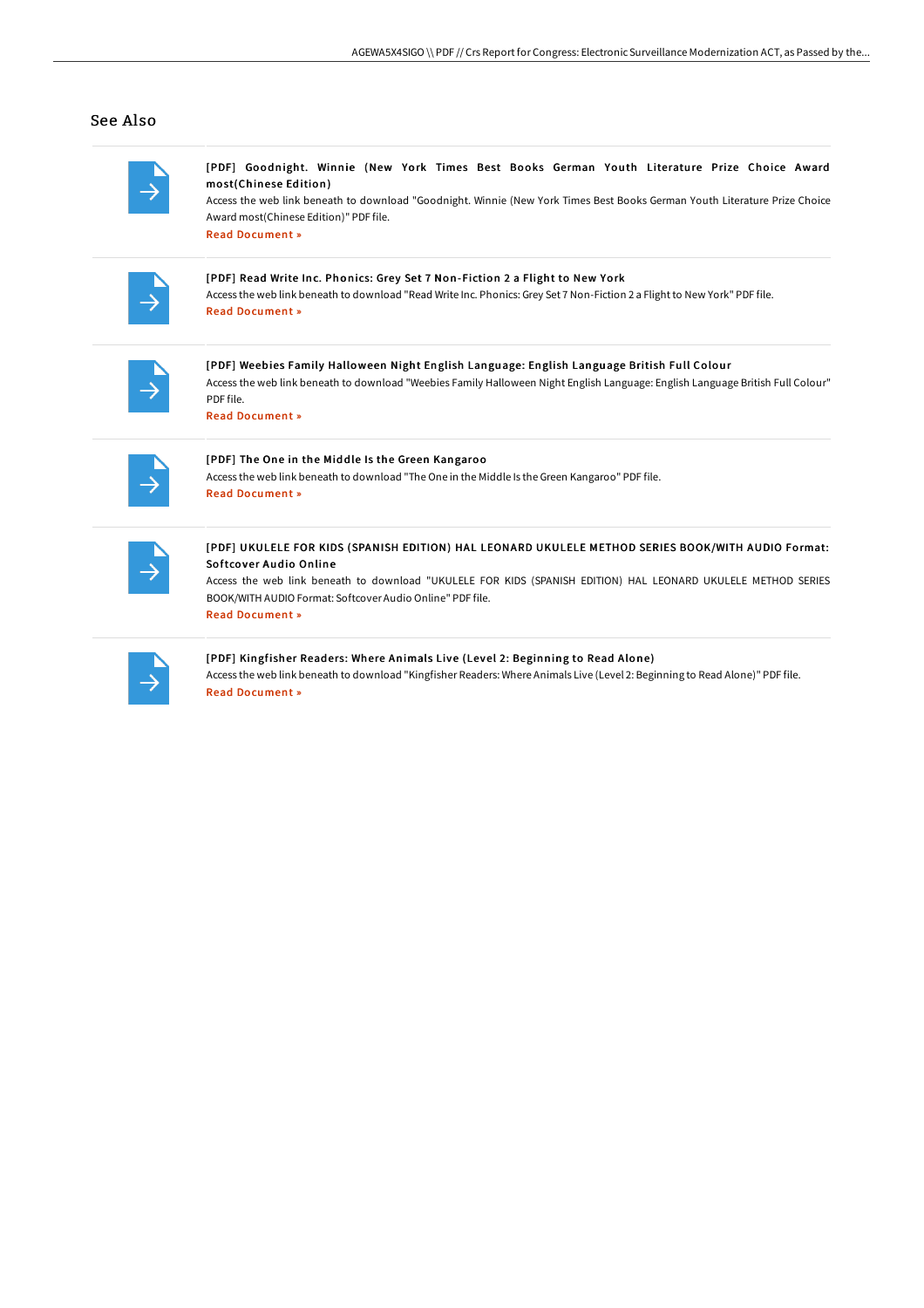## See Also

**[PDF] Goodnight. Winnie (New York Times Best Books German Youth Literature Prize Choice Award most(Chinese Edition)**

Access the web link beneath to download "Goodnight. Winnie (New York Times Best Books German Youth Literature Prize Choice Award most(Chinese Edition)" PDF file.

Read Document »

**[PDF] Read Write Inc. Phonics: Grey Set 7 Non-Fiction 2 a Flight to New York**

Access the web link beneath to download "Read Write Inc. Phonics: Grey Set 7 Non-Fiction 2 a Flight to New York" PDF file.

Read Document »

**[PDF] Weebies Family Halloween Night English Language: English Language British Full Colour**

Access the web link beneath to download "Weebies Family Halloween Night English Language: English Language British Full Colour" PDF file.

Read Document »

**[PDF] The One in the Middle Is the Green Kangaroo**

Access the web link beneath to download "The One in the Middle Is the Green Kangaroo" PDF file.

Read Document »

**[PDF] UKULELE FOR KIDS (SPANISH EDITION) HAL LEONARD UKULELE METHOD SERIES BOOK/WITH AUDIO Format: Softcover Audio Online**

Access the web link beneath to download "UKULELE FOR KIDS (SPANISH EDITION) HAL LEONARD UKULELE METHOD SERIES BOOK/WITH AUDIO Format: Softcover Audio Online" PDF file.

Read Document »

**[PDF] Kingfisher Readers: Where Animals Live (Level 2: Beginning to Read Alone)**

Access the web link beneath to download "Kingfisher Readers: Where Animals Live (Level 2: Beginning to Read Alone)" PDF file.

Read Document »